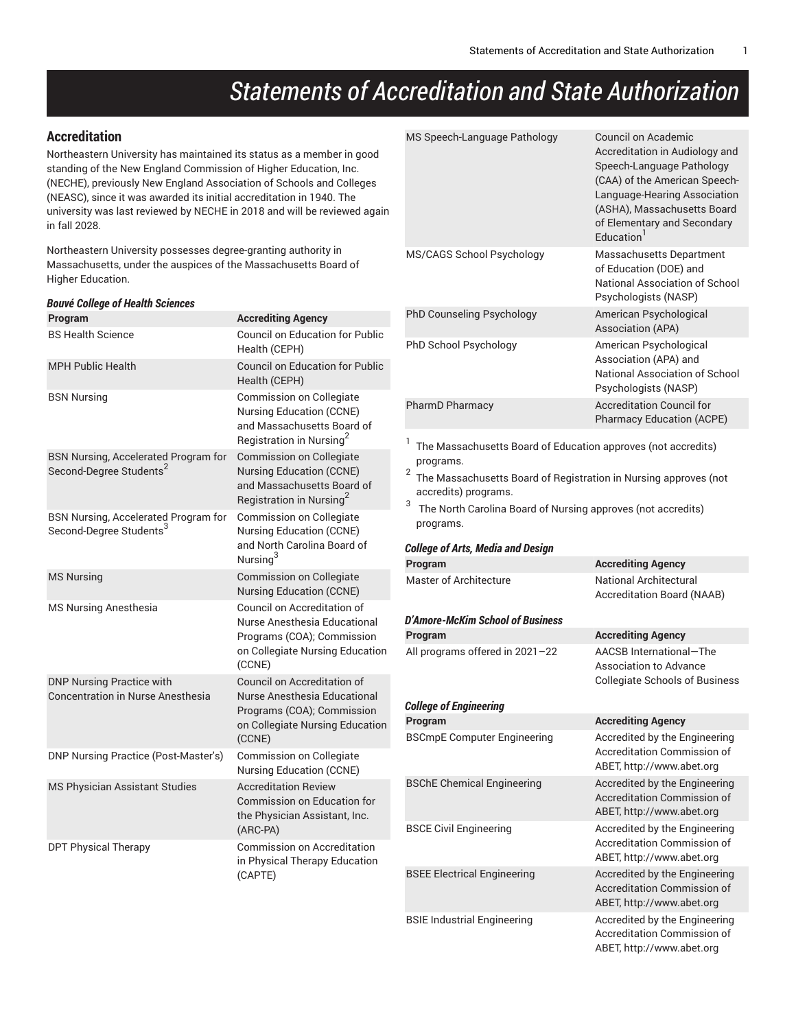# Statements of Accreditation and State Authorization

## Accreditation

Northeastern University has maintained its status as a member in good standing of the New England Commission of Higher Education, Inc. (NECHE), previously New England Association of Schools and Colleges (NEASC), since it was awarded its initial accreditation in 1940. The university was last reviewed by NECHE in 2018 and will be reviewed again in fall 2028.

Northeastern University possesses degree-granting authority in Massachusetts, under the auspices of the Massachusetts Board of Higher Education.

***Bouvé College of Health Sciences***

| Program | Accrediting Agency |
| --- | --- |
| BS Health Science | Council on Education for Public Health (CEPH) |
| MPH Public Health | Council on Education for Public Health (CEPH) |
| BSN Nursing | Commission on Collegiate Nursing Education (CCNE) and Massachusetts Board of Registration in Nursing[2] |
| BSN Nursing, Accelerated Program for Second-Degree Students[2] | Commission on Collegiate Nursing Education (CCNE) and Massachusetts Board of Registration in Nursing[2] |
| BSN Nursing, Accelerated Program for Second-Degree Students[3] | Commission on Collegiate Nursing Education (CCNE) and North Carolina Board of Nursing[3] |
| MS Nursing | Commission on Collegiate Nursing Education (CCNE) |
| MS Nursing Anesthesia | Council on Accreditation of Nurse Anesthesia Educational Programs (COA); Commission on Collegiate Nursing Education (CCNE) |
| DNP Nursing Practice with Concentration in Nurse Anesthesia | Council on Accreditation of Nurse Anesthesia Educational Programs (COA); Commission on Collegiate Nursing Education (CCNE) |
| DNP Nursing Practice (Post-Master's) | Commission on Collegiate Nursing Education (CCNE) |
| MS Physician Assistant Studies | Accreditation Review Commission on Education for the Physician Assistant, Inc. (ARC-PA) |
| DPT Physical Therapy | Commission on Accreditation in Physical Therapy Education (CAPTE) |
| MS Speech-Language Pathology | Council on Academic Accreditation in Audiology and Speech-Language Pathology (CAA) of the American Speech-Language-Hearing Association (ASHA), Massachusetts Board of Elementary and Secondary Education[1] |
| MS/CAGS School Psychology | Massachusetts Department of Education (DOE) and National Association of School Psychologists (NASP) |
| PhD Counseling Psychology | American Psychological Association (APA) |
| PhD School Psychology | American Psychological Association (APA) and National Association of School Psychologists (NASP) |
| PharmD Pharmacy | Accreditation Council for Pharmacy Education (ACPE) |

[1] The Massachusetts Board of Education approves (not accredits) programs.

[2] The Massachusetts Board of Registration in Nursing approves (not accredits) programs.

[3] The North Carolina Board of Nursing approves (not accredits) programs.

***College of Arts, Media and Design***

| Program | Accrediting Agency |
| --- | --- |
| Master of Architecture | National Architectural Accreditation Board (NAAB) |

***D'Amore-McKim School of Business***

| Program | Accrediting Agency |
| --- | --- |
| All programs offered in 2021–22 | AACSB International—The Association to Advance Collegiate Schools of Business |

***College of Engineering***

| Program | Accrediting Agency |
| --- | --- |
| BSCmpE Computer Engineering | Accredited by the Engineering Accreditation Commission of ABET, http://www.abet.org |
| BSChE Chemical Engineering | Accredited by the Engineering Accreditation Commission of ABET, http://www.abet.org |
| BSCE Civil Engineering | Accredited by the Engineering Accreditation Commission of ABET, http://www.abet.org |
| BSEE Electrical Engineering | Accredited by the Engineering Accreditation Commission of ABET, http://www.abet.org |
| BSIE Industrial Engineering | Accredited by the Engineering Accreditation Commission of ABET, http://www.abet.org |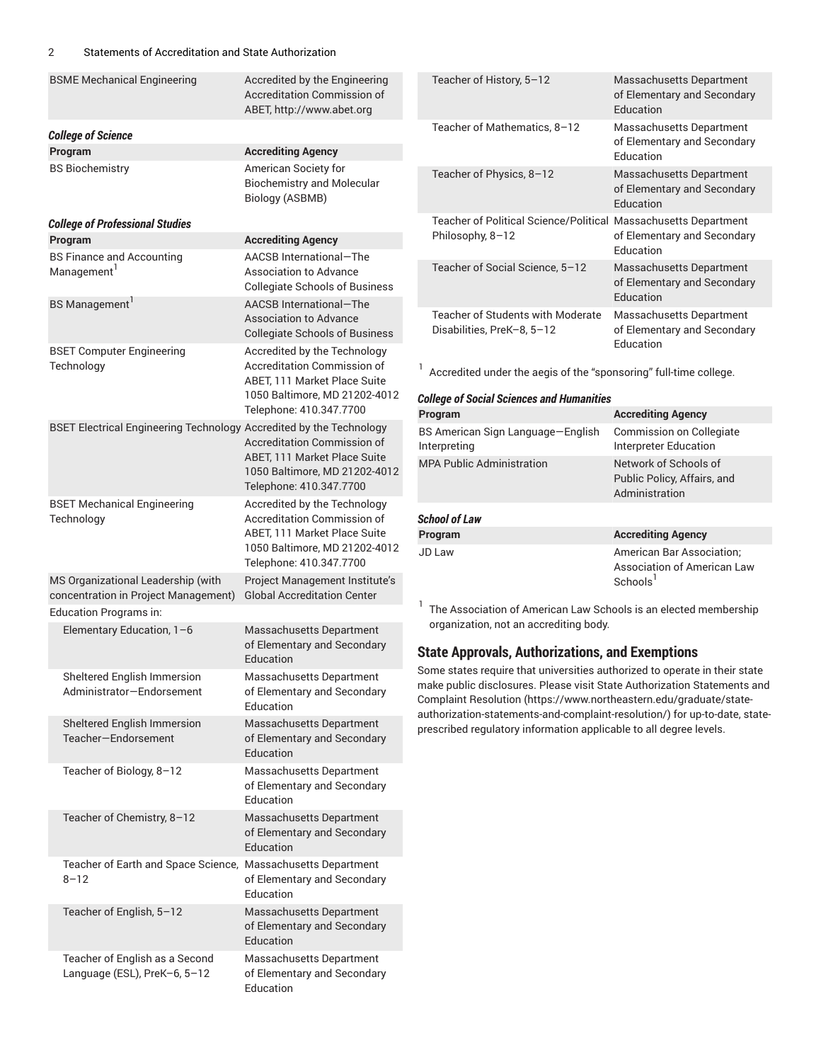| | |
|---|---|
| BSME Mechanical Engineering | Accredited by the Engineering Accreditation Commission of ABET, http://www.abet.org |

### College of Science

| Program | Accrediting Agency |
|---|---|
| BS Biochemistry | American Society for Biochemistry and Molecular Biology (ASBMB) |

### College of Professional Studies

| Program | Accrediting Agency |
|---|---|
| BS Finance and Accounting Management[1] | AACSB International—The Association to Advance Collegiate Schools of Business |
| BS Management[1] | AACSB International—The Association to Advance Collegiate Schools of Business |
| BSET Computer Engineering Technology | Accredited by the Technology Accreditation Commission of ABET, 111 Market Place Suite 1050 Baltimore, MD 21202-4012 Telephone: 410.347.7700 |
| BSET Electrical Engineering Technology | Accredited by the Technology Accreditation Commission of ABET, 111 Market Place Suite 1050 Baltimore, MD 21202-4012 Telephone: 410.347.7700 |
| BSET Mechanical Engineering Technology | Accredited by the Technology Accreditation Commission of ABET, 111 Market Place Suite 1050 Baltimore, MD 21202-4012 Telephone: 410.347.7700 |
| MS Organizational Leadership (with concentration in Project Management) | Project Management Institute's Global Accreditation Center |
| Education Programs in: | |
| Elementary Education, 1–6 | Massachusetts Department of Elementary and Secondary Education |
| Sheltered English Immersion Administrator—Endorsement | Massachusetts Department of Elementary and Secondary Education |
| Sheltered English Immersion Teacher—Endorsement | Massachusetts Department of Elementary and Secondary Education |
| Teacher of Biology, 8–12 | Massachusetts Department of Elementary and Secondary Education |
| Teacher of Chemistry, 8–12 | Massachusetts Department of Elementary and Secondary Education |
| Teacher of Earth and Space Science, 8–12 | Massachusetts Department of Elementary and Secondary Education |
| Teacher of English, 5–12 | Massachusetts Department of Elementary and Secondary Education |
| Teacher of English as a Second Language (ESL), PreK–6, 5–12 | Massachusetts Department of Elementary and Secondary Education |
| Teacher of History, 5–12 | Massachusetts Department of Elementary and Secondary Education |
| Teacher of Mathematics, 8–12 | Massachusetts Department of Elementary and Secondary Education |
| Teacher of Physics, 8–12 | Massachusetts Department of Elementary and Secondary Education |
| Teacher of Political Science/Political Philosophy, 8–12 | Massachusetts Department of Elementary and Secondary Education |
| Teacher of Social Science, 5–12 | Massachusetts Department of Elementary and Secondary Education |
| Teacher of Students with Moderate Disabilities, PreK–8, 5–12 | Massachusetts Department of Elementary and Secondary Education |

[1] Accredited under the aegis of the "sponsoring" full-time college.

### College of Social Sciences and Humanities

| Program | Accrediting Agency |
|---|---|
| BS American Sign Language—English Interpreting | Commission on Collegiate Interpreter Education |
| MPA Public Administration | Network of Schools of Public Policy, Affairs, and Administration |

### School of Law

| Program | Accrediting Agency |
|---|---|
| JD Law | American Bar Association; Association of American Law Schools[1] |

[1] The Association of American Law Schools is an elected membership organization, not an accrediting body.

## State Approvals, Authorizations, and Exemptions

Some states require that universities authorized to operate in their state make public disclosures. Please visit State Authorization Statements and Complaint Resolution (https://www.northeastern.edu/graduate/state-authorization-statements-and-complaint-resolution/) for up-to-date, state-prescribed regulatory information applicable to all degree levels.